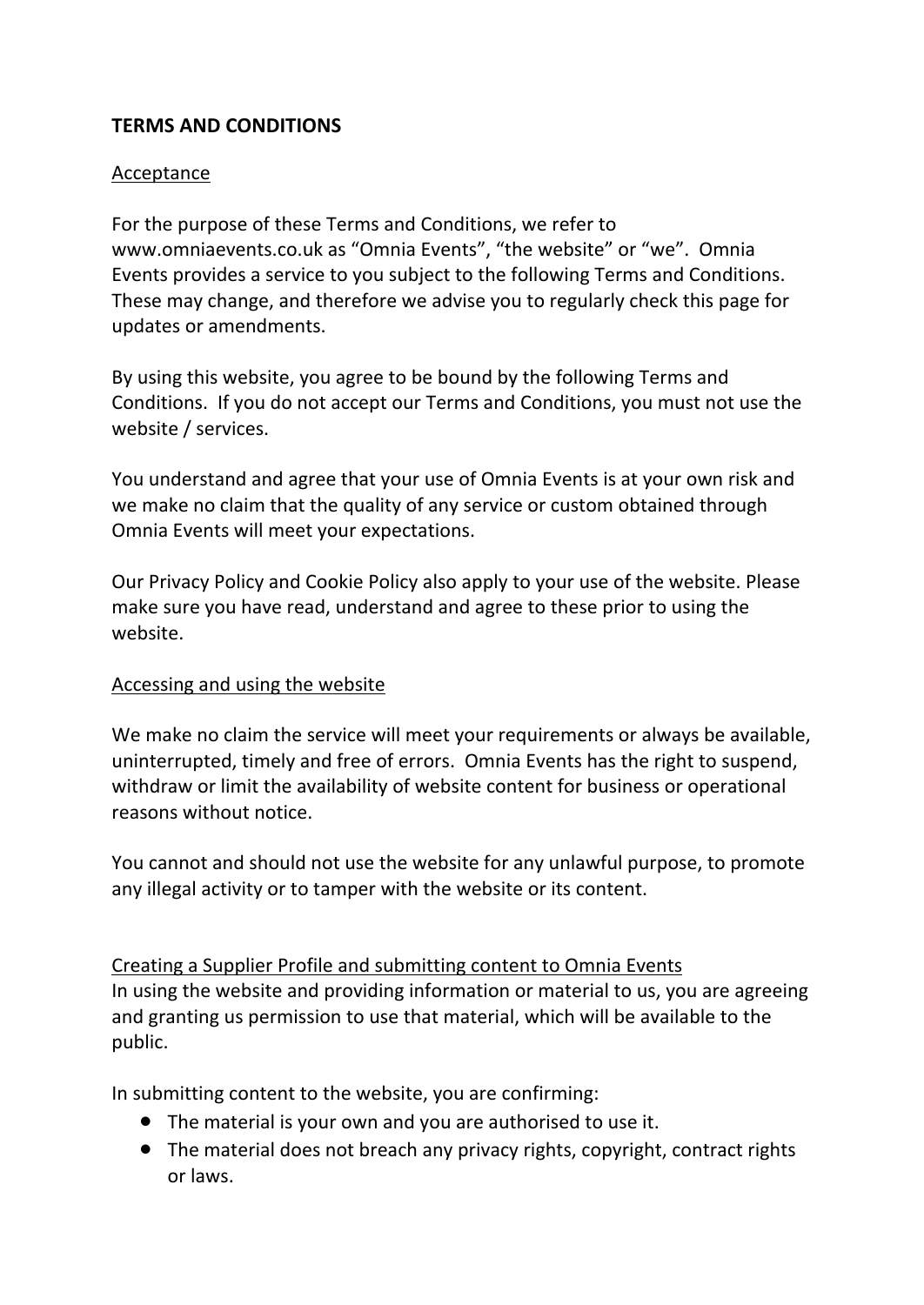# TERMS AND CONDITIONS

## Acceptance

For the purpose of these Terms and Conditions, we refer to www.omniaevents.co.uk as “Omnia Events”, “the website” or “we”. Omnia Events provides a service to you subject to the following Terms and Conditions. These may change, and therefore we advise you to regularly check this page for updates or amendments.

By using this website, you agree to be bound by the following Terms and Conditions. If you do not accept our Terms and Conditions, you must not use the website / services.

You understand and agree that your use of Omnia Events is at your own risk and we make no claim that the quality of any service or custom obtained through Omnia Events will meet your expectations.

Our Privacy Policy and Cookie Policy also apply to your use of the website. Please make sure you have read, understand and agree to these prior to using the website.

## Accessing and using the website

We make no claim the service will meet your requirements or always be available, uninterrupted, timely and free of errors. Omnia Events has the right to suspend, withdraw or limit the availability of website content for business or operational reasons without notice.

You cannot and should not use the website for any unlawful purpose, to promote any illegal activity or to tamper with the website or its content.

## Creating a Supplier Profile and submitting content to Omnia Events

In using the website and providing information or material to us, you are agreeing and granting us permission to use that material, which will be available to the public.

In submitting content to the website, you are confirming:

- The material is your own and you are authorised to use it.
- The material does not breach any privacy rights, copyright, contract rights or laws.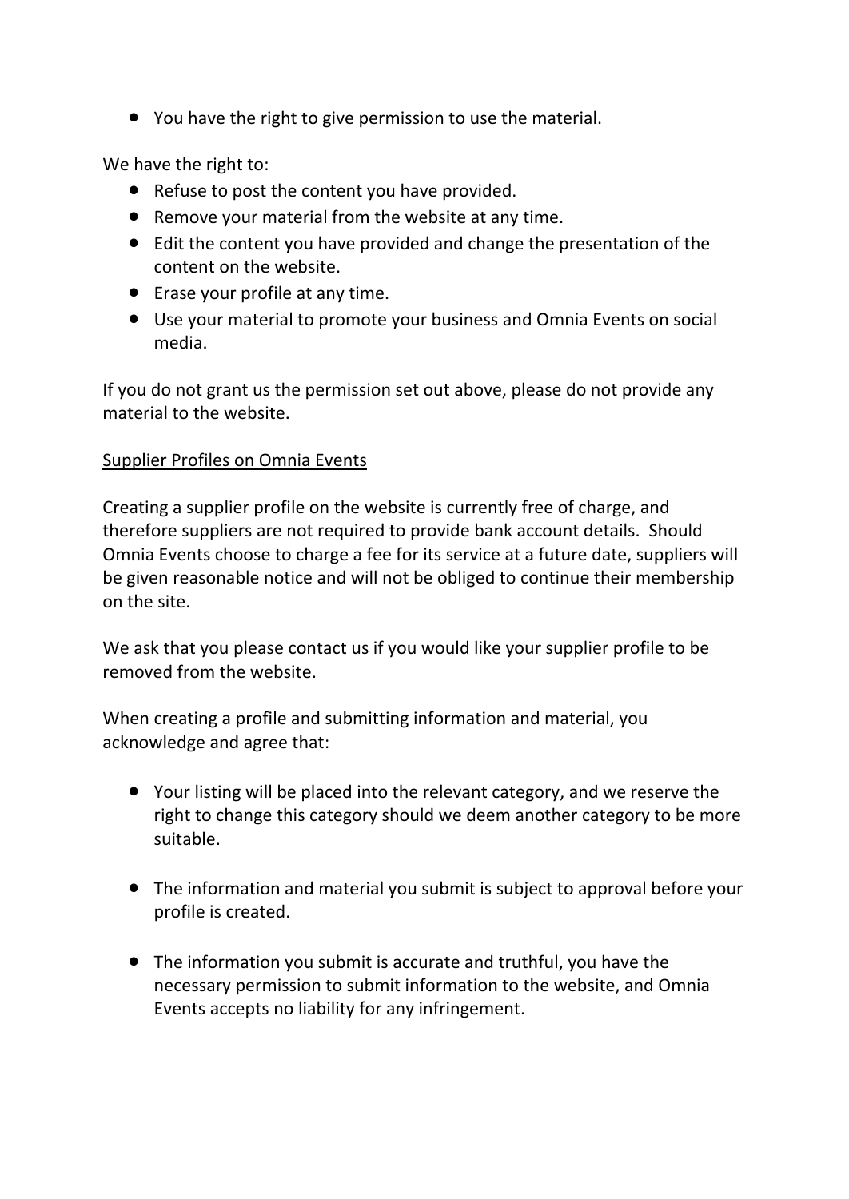- You have the right to give permission to use the material.

We have the right to:

- Refuse to post the content you have provided.
- Remove your material from the website at any time.
- Edit the content you have provided and change the presentation of the content on the website.
- Erase your profile at any time.
- Use your material to promote your business and Omnia Events on social media.

If you do not grant us the permission set out above, please do not provide any material to the website.

<u>Supplier Profiles on Omnia Events</u>

Creating a supplier profile on the website is currently free of charge, and therefore suppliers are not required to provide bank account details. Should Omnia Events choose to charge a fee for its service at a future date, suppliers will be given reasonable notice and will not be obliged to continue their membership on the site.

We ask that you please contact us if you would like your supplier profile to be removed from the website.

When creating a profile and submitting information and material, you acknowledge and agree that:

- Your listing will be placed into the relevant category, and we reserve the right to change this category should we deem another category to be more suitable.

- The information and material you submit is subject to approval before your profile is created.

- The information you submit is accurate and truthful, you have the necessary permission to submit information to the website, and Omnia Events accepts no liability for any infringement.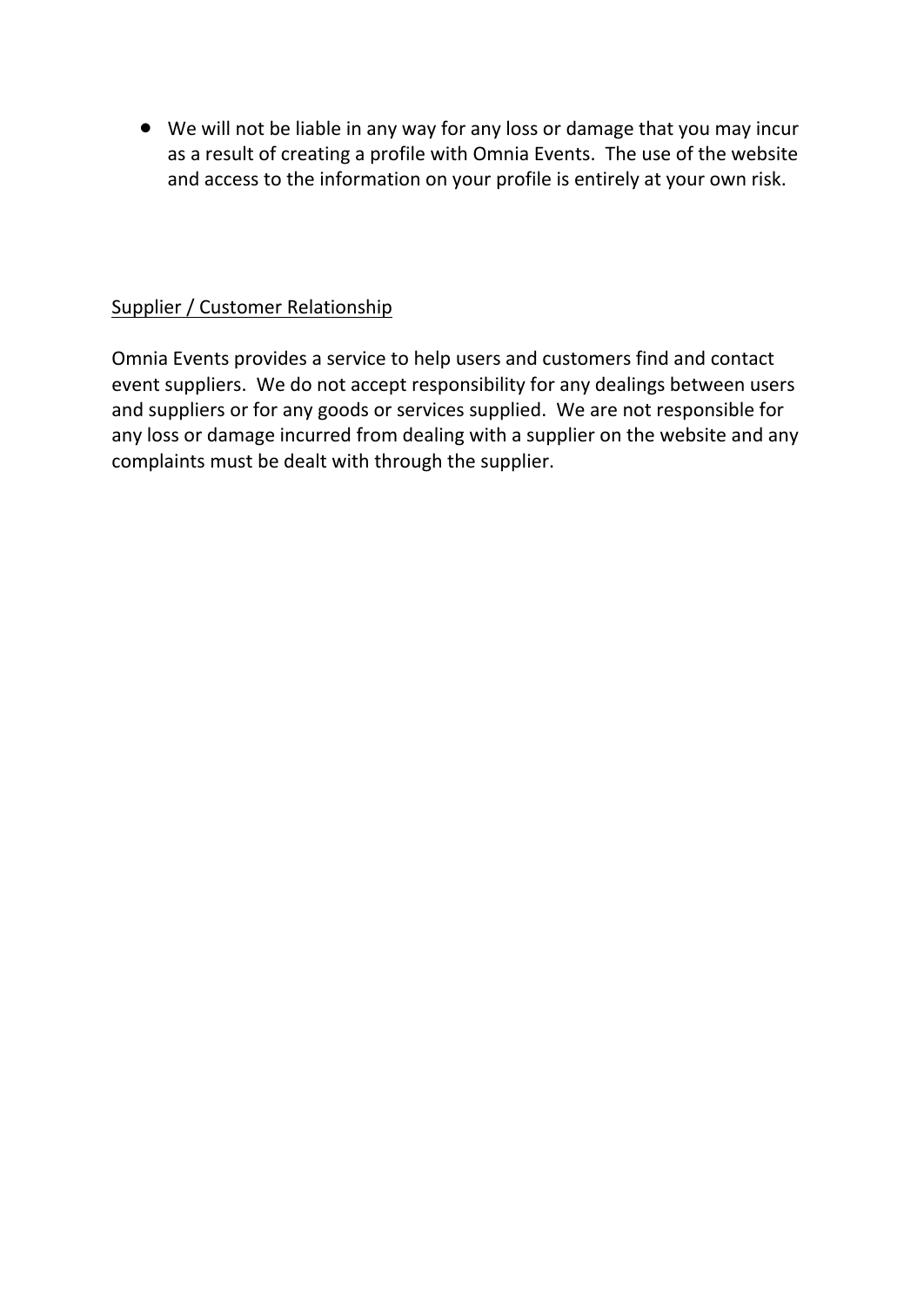- We will not be liable in any way for any loss or damage that you may incur as a result of creating a profile with Omnia Events. The use of the website and access to the information on your profile is entirely at your own risk.

<u>Supplier / Customer Relationship</u>

Omnia Events provides a service to help users and customers find and contact event suppliers. We do not accept responsibility for any dealings between users and suppliers or for any goods or services supplied. We are not responsible for any loss or damage incurred from dealing with a supplier on the website and any complaints must be dealt with through the supplier.